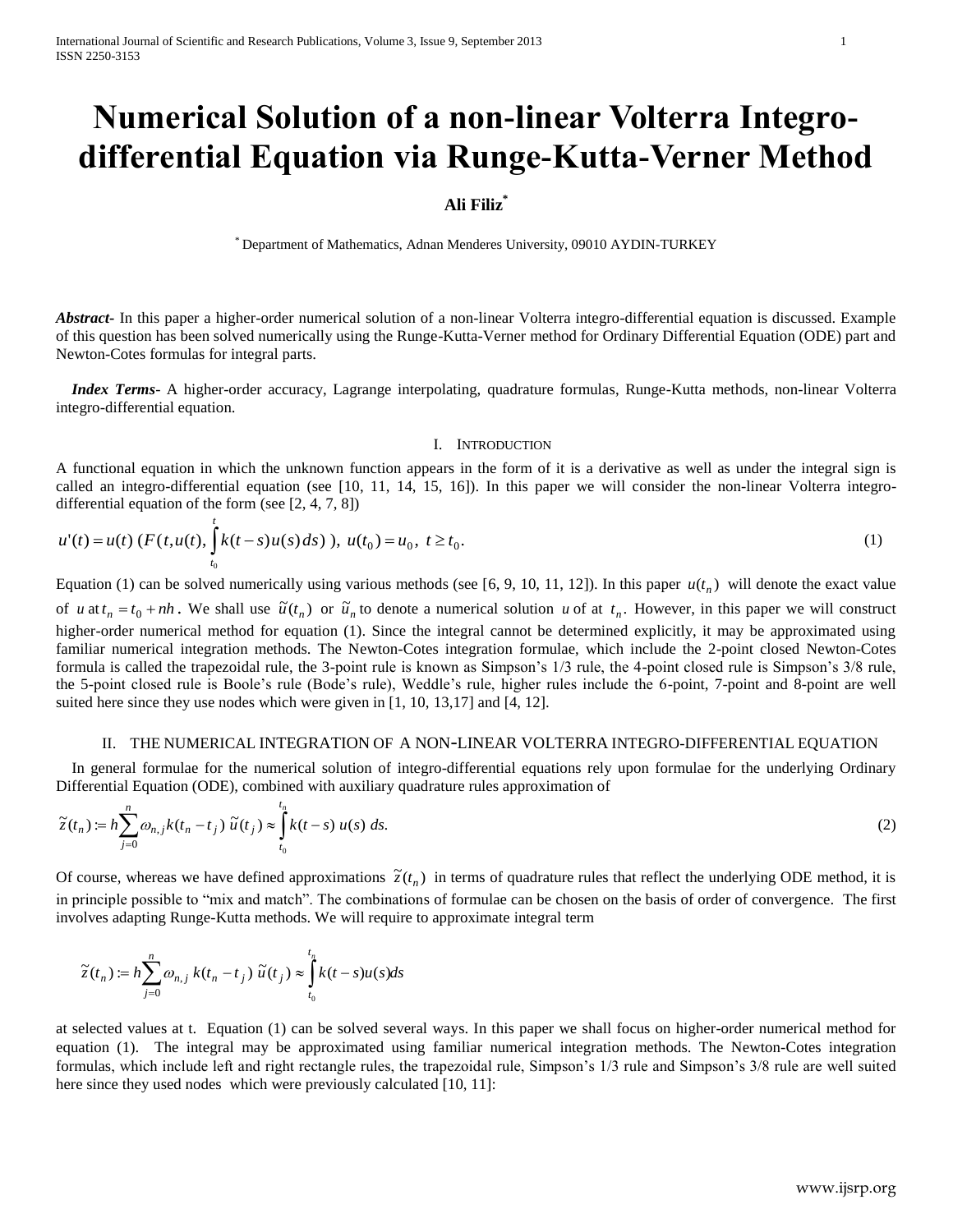#  Numerical Solution of a non-linear Volterra Integro-differential Equation via Runge-Kutta-Verner Method

**Ali Filiz***

* Department of Mathematics, Adnan Menderes University, 09010 AYDIN-TURKEY

***Abstract***- In this paper a higher-order numerical solution of a non-linear Volterra integro-differential equation is discussed. Example of this question has been solved numerically using the Runge-Kutta-Verner method for Ordinary Differential Equation (ODE) part and Newton-Cotes formulas for integral parts.

***Index Terms***- A higher-order accuracy, Lagrange interpolating, quadrature formulas, Runge-Kutta methods, non-linear Volterra integro-differential equation.

## I. Introduction

A functional equation in which the unknown function appears in the form of it is a derivative as well as under the integral sign is called an integro-differential equation (see [10, 11, 14, 15, 16]). In this paper we will consider the non-linear Volterra integro-differential equation of the form (see [2, 4, 7, 8])

$$u'(t) = u(t)\ (F(t, u(t), \int_{t_0}^{t} k(t-s)u(s)\,ds\ )),\ u(t_0) = u_0,\ t \geq t_0. \tag{1}$$

Equation (1) can be solved numerically using various methods (see [6, 9, 10, 11, 12]). In this paper $u(t_n)$ will denote the exact value of $u$ at $t_n = t_0 + nh$. We shall use $\tilde{u}(t_n)$ or $\tilde{u}_n$ to denote a numerical solution $u$ of at $t_n$. However, in this paper we will construct higher-order numerical method for equation (1). Since the integral cannot be determined explicitly, it may be approximated using familiar numerical integration methods. The Newton-Cotes integration formulae, which include the 2-point closed Newton-Cotes formula is called the trapezoidal rule, the 3-point rule is known as Simpson's 1/3 rule, the 4-point closed rule is Simpson's 3/8 rule, the 5-point closed rule is Boole's rule (Bode's rule), Weddle's rule, higher rules include the 6-point, 7-point and 8-point are well suited here since they use nodes which were given in [1, 10, 13,17] and [4, 12].

## II. The Numerical Integration of a Non-Linear Volterra Integro-Differential Equation

In general formulae for the numerical solution of integro-differential equations rely upon formulae for the underlying Ordinary Differential Equation (ODE), combined with auxiliary quadrature rules approximation of

$$\tilde{z}(t_n) := h\sum_{j=0}^{n} \omega_{n,j} k(t_n - t_j)\ \tilde{u}(t_j) \approx \int_{t_0}^{t_n} k(t-s)\ u(s)\ ds. \tag{2}$$

Of course, whereas we have defined approximations $\tilde{z}(t_n)$ in terms of quadrature rules that reflect the underlying ODE method, it is in principle possible to "mix and match". The combinations of formulae can be chosen on the basis of order of convergence. The first involves adapting Runge-Kutta methods. We will require to approximate integral term

$$\tilde{z}(t_n) := h\sum_{j=0}^{n} \omega_{n,j}\ k(t_n - t_j)\ \tilde{u}(t_j) \approx \int_{t_0}^{t_n} k(t-s)u(s)ds$$

at selected values at t. Equation (1) can be solved several ways. In this paper we shall focus on higher-order numerical method for equation (1). The integral may be approximated using familiar numerical integration methods. The Newton-Cotes integration formulas, which include left and right rectangle rules, the trapezoidal rule, Simpson's 1/3 rule and Simpson's 3/8 rule are well suited here since they used nodes which were previously calculated [10, 11]: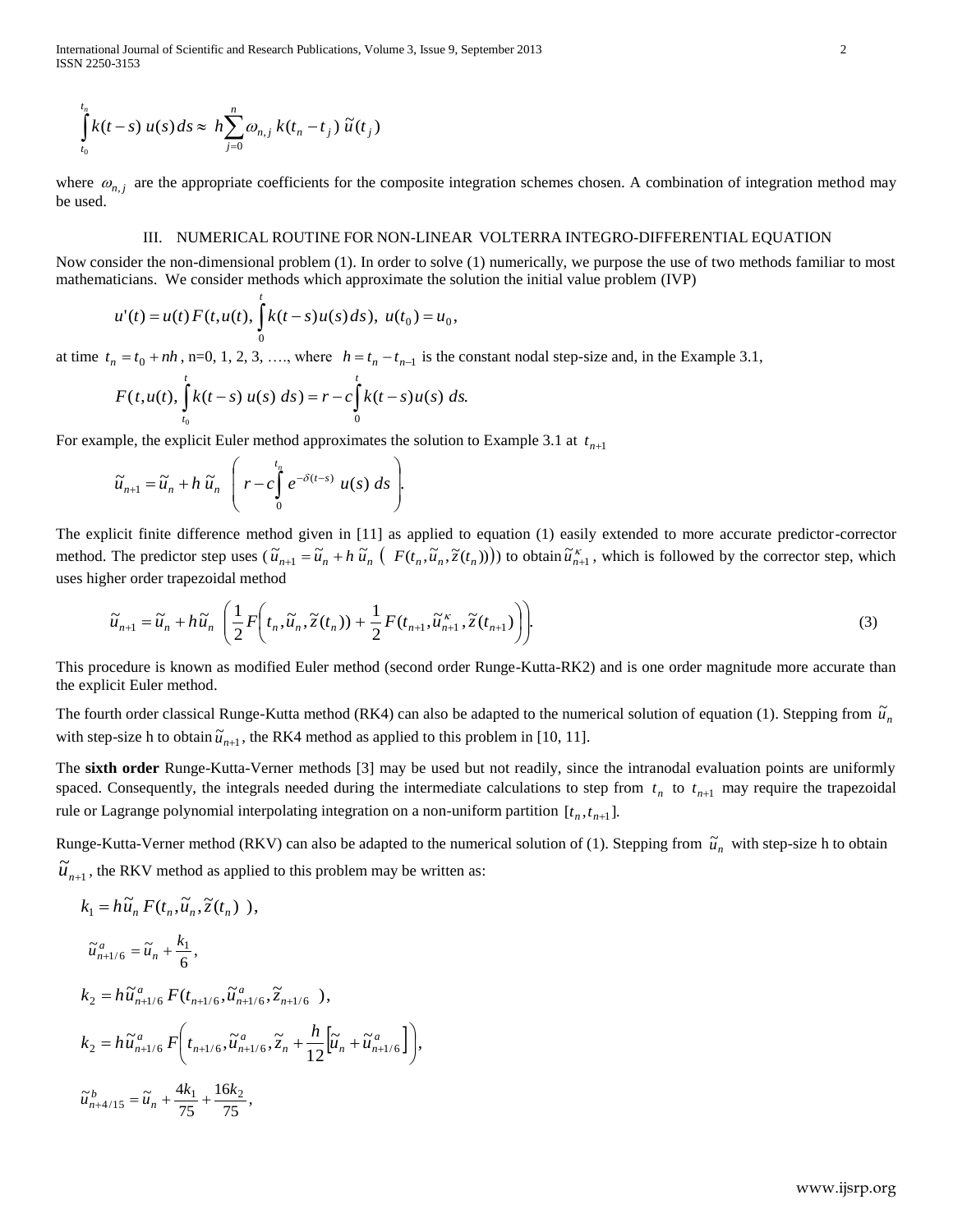$$\int_{t_0}^{t_n} k(t-s)\, u(s)\, ds \approx h\sum_{j=0}^{n} \omega_{n,j}\, k(t_n - t_j)\, \tilde{u}(t_j)$$

where $\omega_{n,j}$ are the appropriate coefficients for the composite integration schemes chosen. A combination of integration method may be used.

## III. NUMERICAL ROUTINE FOR NON-LINEAR VOLTERRA INTEGRO-DIFFERENTIAL EQUATION

Now consider the non-dimensional problem (1). In order to solve (1) numerically, we purpose the use of two methods familiar to most mathematicians. We consider methods which approximate the solution the initial value problem (IVP)

$$u'(t) = u(t)\, F(t, u(t), \int_0^t k(t-s)u(s)\, ds),\ u(t_0) = u_0,$$

at time $t_n = t_0 + nh$, n=0, 1, 2, 3, …., where $h = t_n - t_{n-1}$ is the constant nodal step-size and, in the Example 3.1,

$$F(t, u(t), \int_{t_0}^{t} k(t-s)\, u(s)\, ds) = r - c\int_0^t k(t-s)u(s)\, ds.$$

For example, the explicit Euler method approximates the solution to Example 3.1 at $t_{n+1}$

$$\tilde{u}_{n+1} = \tilde{u}_n + h\, \tilde{u}_n \left( r - c\int_0^{t_n} e^{-\delta(t-s)}\, u(s)\, ds \right).$$

The explicit finite difference method given in [11] as applied to equation (1) easily extended to more accurate predictor-corrector method. The predictor step uses ($\tilde{u}_{n+1} = \tilde{u}_n + h\, \tilde{u}_n\ (F(t_n, \tilde{u}_n, \tilde{z}(t_n)))$) to obtain $\tilde{u}_{n+1}^{\kappa}$, which is followed by the corrector step, which uses higher order trapezoidal method

$$\tilde{u}_{n+1} = \tilde{u}_n + h\tilde{u}_n \left( \frac{1}{2}F\left(t_n, \tilde{u}_n, \tilde{z}(t_n)\right) + \frac{1}{2}F(t_{n+1}, \tilde{u}_{n+1}^{\kappa}, \tilde{z}(t_{n+1}))\right). \tag{3}$$

This procedure is known as modified Euler method (second order Runge-Kutta-RK2) and is one order magnitude more accurate than the explicit Euler method.

The fourth order classical Runge-Kutta method (RK4) can also be adapted to the numerical solution of equation (1). Stepping from $\tilde{u}_n$ with step-size h to obtain $\tilde{u}_{n+1}$, the RK4 method as applied to this problem in [10, 11].

The **sixth order** Runge-Kutta-Verner methods [3] may be used but not readily, since the intranodal evaluation points are uniformly spaced. Consequently, the integrals needed during the intermediate calculations to step from $t_n$ to $t_{n+1}$ may require the trapezoidal rule or Lagrange polynomial interpolating integration on a non-uniform partition $[t_n, t_{n+1}]$.

Runge-Kutta-Verner method (RKV) can also be adapted to the numerical solution of (1). Stepping from $\tilde{u}_n$ with step-size h to obtain $\tilde{u}_{n+1}$, the RKV method as applied to this problem may be written as:

$$k_1 = h\tilde{u}_n\, F(t_n, \tilde{u}_n, \tilde{z}(t_n)\ ),$$

$$\tilde{u}_{n+1/6}^{a} = \tilde{u}_n + \frac{k_1}{6},$$

$$k_2 = h\tilde{u}_{n+1/6}^{a}\, F(t_{n+1/6}, \tilde{u}_{n+1/6}^{a}, \tilde{z}_{n+1/6}\ ),$$

$$k_2 = h\tilde{u}_{n+1/6}^{a}\, F\left(t_{n+1/6}, \tilde{u}_{n+1/6}^{a}, \tilde{z}_n + \frac{h}{12}\left[\tilde{u}_n + \tilde{u}_{n+1/6}^{a}\right]\right),$$

$$\tilde{u}_{n+4/15}^{b} = \tilde{u}_n + \frac{4k_1}{75} + \frac{16k_2}{75},$$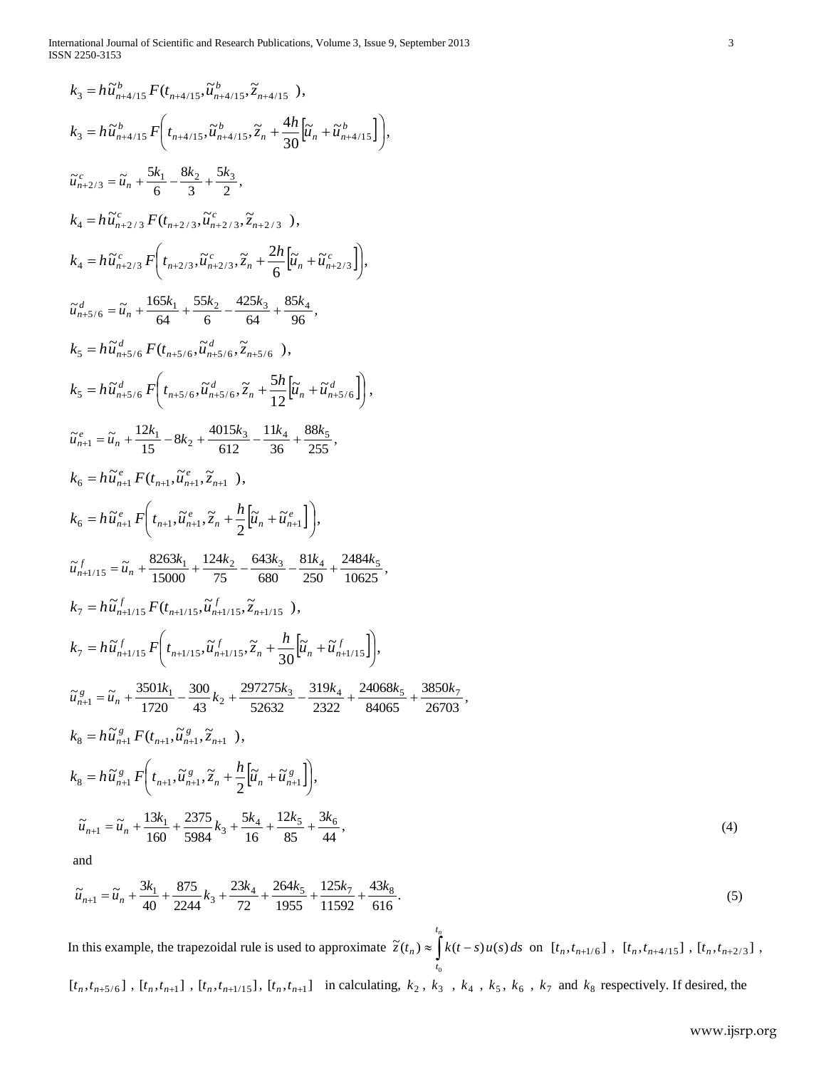$$k_3 = h\tilde{u}^b_{n+4/15} F(t_{n+4/15}, \tilde{u}^b_{n+4/15}, \tilde{z}_{n+4/15}\ ),$$

$$k_3 = h\tilde{u}^b_{n+4/15} F\left( t_{n+4/15}, \tilde{u}^b_{n+4/15}, \tilde{z}_n + \frac{4h}{30}\left[\tilde{u}_n + \tilde{u}^b_{n+4/15}\right]\right),$$

$$\tilde{u}^c_{n+2/3} = \tilde{u}_n + \frac{5k_1}{6} - \frac{8k_2}{3} + \frac{5k_3}{2},$$

$$k_4 = h\tilde{u}^c_{n+2/3} F(t_{n+2/3}, \tilde{u}^c_{n+2/3}, \tilde{z}_{n+2/3}\ ),$$

$$k_4 = h\tilde{u}^c_{n+2/3} F\left( t_{n+2/3}, \tilde{u}^c_{n+2/3}, \tilde{z}_n + \frac{2h}{6}\left[\tilde{u}_n + \tilde{u}^c_{n+2/3}\right]\right),$$

$$\tilde{u}^d_{n+5/6} = \tilde{u}_n + \frac{165k_1}{64} + \frac{55k_2}{6} - \frac{425k_3}{64} + \frac{85k_4}{96},$$

$$k_5 = h\tilde{u}^d_{n+5/6} F(t_{n+5/6}, \tilde{u}^d_{n+5/6}, \tilde{z}_{n+5/6}\ ),$$

$$k_5 = h\tilde{u}^d_{n+5/6} F\left( t_{n+5/6}, \tilde{u}^d_{n+5/6}, \tilde{z}_n + \frac{5h}{12}\left[\tilde{u}_n + \tilde{u}^d_{n+5/6}\right]\right),$$

$$\tilde{u}^e_{n+1} = \tilde{u}_n + \frac{12k_1}{15} - 8k_2 + \frac{4015k_3}{612} - \frac{11k_4}{36} + \frac{88k_5}{255},$$

$$k_6 = h\tilde{u}^e_{n+1} F(t_{n+1}, \tilde{u}^e_{n+1}, \tilde{z}_{n+1}\ ),$$

$$k_6 = h\tilde{u}^e_{n+1} F\left( t_{n+1}, \tilde{u}^e_{n+1}, \tilde{z}_n + \frac{h}{2}\left[\tilde{u}_n + \tilde{u}^e_{n+1}\right]\right),$$

$$\tilde{u}^f_{n+1/15} = \tilde{u}_n + \frac{8263k_1}{15000} + \frac{124k_2}{75} - \frac{643k_3}{680} - \frac{81k_4}{250} + \frac{2484k_5}{10625},$$

$$k_7 = h\tilde{u}^f_{n+1/15} F(t_{n+1/15}, \tilde{u}^f_{n+1/15}, \tilde{z}_{n+1/15}\ ),$$

$$k_7 = h\tilde{u}^f_{n+1/15} F\left( t_{n+1/15}, \tilde{u}^f_{n+1/15}, \tilde{z}_n + \frac{h}{30}\left[\tilde{u}_n + \tilde{u}^f_{n+1/15}\right]\right),$$

$$\tilde{u}^g_{n+1} = \tilde{u}_n + \frac{3501k_1}{1720} - \frac{300}{43}k_2 + \frac{297275k_3}{52632} - \frac{319k_4}{2322} + \frac{24068k_5}{84065} + \frac{3850k_7}{26703},$$

$$k_8 = h\tilde{u}^g_{n+1} F(t_{n+1}, \tilde{u}^g_{n+1}, \tilde{z}_{n+1}\ ),$$

$$k_8 = h\tilde{u}^g_{n+1} F\left( t_{n+1}, \tilde{u}^g_{n+1}, \tilde{z}_n + \frac{h}{2}\left[\tilde{u}_n + \tilde{u}^g_{n+1}\right]\right),$$

$$\tilde{u}_{n+1} = \tilde{u}_n + \frac{13k_1}{160} + \frac{2375}{5984}k_3 + \frac{5k_4}{16} + \frac{12k_5}{85} + \frac{3k_6}{44}, \tag{4}$$

and

$$\tilde{u}_{n+1} = \tilde{u}_n + \frac{3k_1}{40} + \frac{875}{2244}k_3 + \frac{23k_4}{72} + \frac{264k_5}{1955} + \frac{125k_7}{11592} + \frac{43k_8}{616}. \tag{5}$$

In this example, the trapezoidal rule is used to approximate $\tilde{z}(t_n) \approx \int_{t_0}^{t_n} k(t-s)u(s)\,ds$ on $[t_n, t_{n+1/6}]$, $[t_n, t_{n+4/15}]$, $[t_n, t_{n+2/3}]$, $[t_n, t_{n+5/6}]$, $[t_n, t_{n+1}]$, $[t_n, t_{n+1/15}]$, $[t_n, t_{n+1}]$ in calculating, $k_2$, $k_3$, $k_4$, $k_5$, $k_6$, $k_7$ and $k_8$ respectively. If desired, the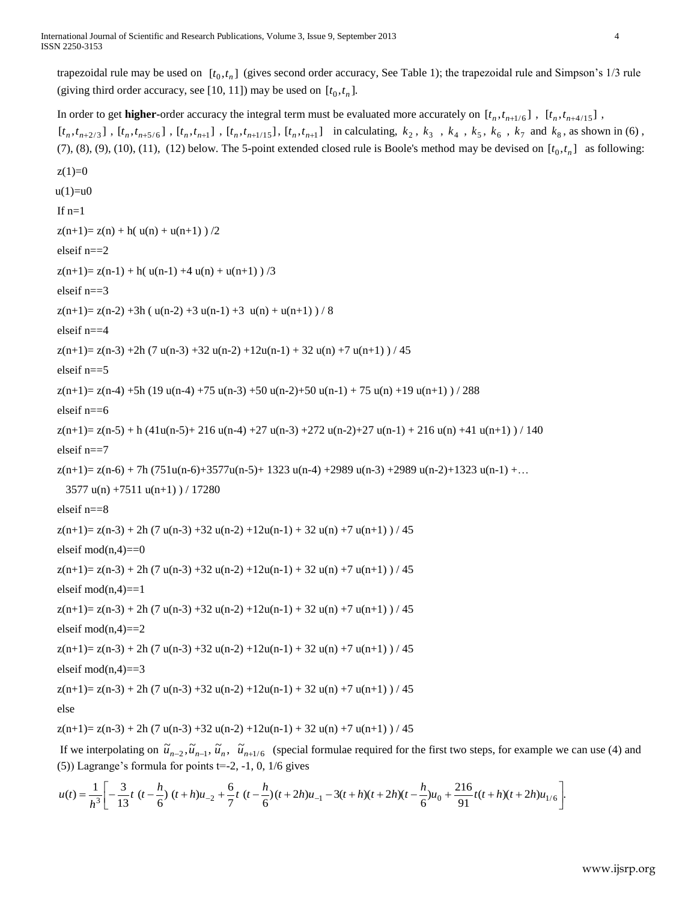trapezoidal rule may be used on $[t_0, t_n]$ (gives second order accuracy, See Table 1); the trapezoidal rule and Simpson's 1/3 rule (giving third order accuracy, see [10, 11]) may be used on $[t_0, t_n]$.

In order to get **higher-**order accuracy the integral term must be evaluated more accurately on $[t_n, t_{n+1/6}]$, $[t_n, t_{n+4/15}]$, $[t_n, t_{n+2/3}]$, $[t_n, t_{n+5/6}]$, $[t_n, t_{n+1}]$, $[t_n, t_{n+1/15}]$, $[t_n, t_{n+1}]$ in calculating, $k_2$, $k_3$, $k_4$, $k_5$, $k_6$, $k_7$ and $k_8$, as shown in (6), (7), (8), (9), (10), (11), (12) below. The 5-point extended closed rule is Boole's method may be devised on $[t_0, t_n]$ as following:

```
z(1)=0
u(1)=u0
If n=1
z(n+1)= z(n) + h( u(n) + u(n+1) ) /2
elseif n==2
z(n+1)= z(n-1) + h( u(n-1) +4 u(n) + u(n+1) ) /3
elseif n==3
z(n+1)= z(n-2) +3h ( u(n-2) +3 u(n-1) +3  u(n) + u(n+1) ) / 8
elseif n==4
z(n+1)= z(n-3) +2h (7 u(n-3) +32 u(n-2) +12u(n-1) + 32 u(n) +7 u(n+1) ) / 45
elseif n==5
z(n+1)= z(n-4) +5h (19 u(n-4) +75 u(n-3) +50 u(n-2)+50 u(n-1) + 75 u(n) +19 u(n+1) ) / 288
elseif n==6
z(n+1)= z(n-5) + h (41u(n-5)+ 216 u(n-4) +27 u(n-3) +272 u(n-2)+27 u(n-1) + 216 u(n) +41 u(n+1) ) / 140
elseif n==7
z(n+1)= z(n-6) + 7h (751u(n-6)+3577u(n-5)+ 1323 u(n-4) +2989 u(n-3) +2989 u(n-2)+1323 u(n-1) +…
   3577 u(n) +7511 u(n+1) ) / 17280
elseif n==8
z(n+1)= z(n-3) + 2h (7 u(n-3) +32 u(n-2) +12u(n-1) + 32 u(n) +7 u(n+1) ) / 45
elseif mod(n,4)==0
z(n+1)= z(n-3) + 2h (7 u(n-3) +32 u(n-2) +12u(n-1) + 32 u(n) +7 u(n+1) ) / 45
elseif mod(n,4)==1
z(n+1)= z(n-3) + 2h (7 u(n-3) +32 u(n-2) +12u(n-1) + 32 u(n) +7 u(n+1) ) / 45
elseif mod(n,4)==2
z(n+1)= z(n-3) + 2h (7 u(n-3) +32 u(n-2) +12u(n-1) + 32 u(n) +7 u(n+1) ) / 45
elseif mod(n,4)==3
z(n+1)= z(n-3) + 2h (7 u(n-3) +32 u(n-2) +12u(n-1) + 32 u(n) +7 u(n+1) ) / 45
else
z(n+1)= z(n-3) + 2h (7 u(n-3) +32 u(n-2) +12u(n-1) + 32 u(n) +7 u(n+1) ) / 45
```

If we interpolating on $\tilde{u}_{n-2}, \tilde{u}_{n-1}, \tilde{u}_n, \tilde{u}_{n+1/6}$ (special formulae required for the first two steps, for example we can use (4) and (5)) Lagrange's formula for points t=-2, -1, 0, 1/6 gives

$$u(t) = \frac{1}{h^3}\left[ -\frac{3}{13} t\ (t - \frac{h}{6})\ (t+h) u_{-2} + \frac{6}{7} t\ (t - \frac{h}{6})(t+2h) u_{-1} - 3(t+h)(t+2h)(t - \frac{h}{6}) u_0 + \frac{216}{91} t(t+h)(t+2h) u_{1/6} \right].$$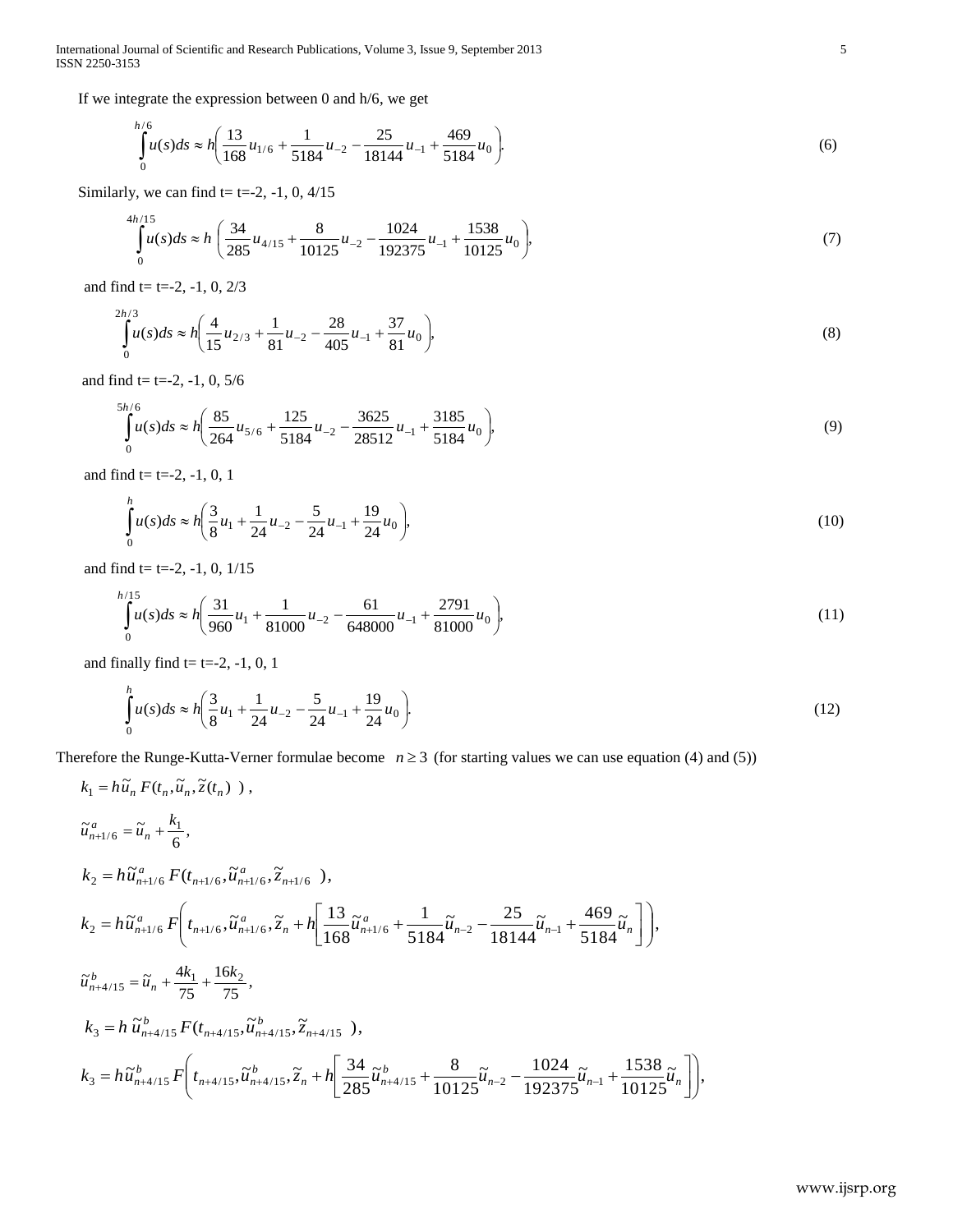If we integrate the expression between 0 and h/6, we get

$$\int_0^{h/6} u(s)ds \approx h\left(\frac{13}{168}u_{1/6} + \frac{1}{5184}u_{-2} - \frac{25}{18144}u_{-1} + \frac{469}{5184}u_0\right). \tag{6}$$

Similarly, we can find t= t=-2, -1, 0, 4/15

$$\int_0^{4h/15} u(s)ds \approx h\left(\frac{34}{285}u_{4/15} + \frac{8}{10125}u_{-2} - \frac{1024}{192375}u_{-1} + \frac{1538}{10125}u_0\right), \tag{7}$$

and find t= t=-2, -1, 0, 2/3

$$\int_0^{2h/3} u(s)ds \approx h\left(\frac{4}{15}u_{2/3} + \frac{1}{81}u_{-2} - \frac{28}{405}u_{-1} + \frac{37}{81}u_0\right), \tag{8}$$

and find t= t=-2, -1, 0, 5/6

$$\int_0^{5h/6} u(s)ds \approx h\left(\frac{85}{264}u_{5/6} + \frac{125}{5184}u_{-2} - \frac{3625}{28512}u_{-1} + \frac{3185}{5184}u_0\right), \tag{9}$$

and find t= t=-2, -1, 0, 1

$$\int_0^{h} u(s)ds \approx h\left(\frac{3}{8}u_{1} + \frac{1}{24}u_{-2} - \frac{5}{24}u_{-1} + \frac{19}{24}u_0\right), \tag{10}$$

and find t= t=-2, -1, 0, 1/15

$$\int_0^{h/15} u(s)ds \approx h\left(\frac{31}{960}u_{1} + \frac{1}{81000}u_{-2} - \frac{61}{648000}u_{-1} + \frac{2791}{81000}u_0\right), \tag{11}$$

and finally find t= t=-2, -1, 0, 1

$$\int_0^{h} u(s)ds \approx h\left(\frac{3}{8}u_{1} + \frac{1}{24}u_{-2} - \frac{5}{24}u_{-1} + \frac{19}{24}u_0\right). \tag{12}$$

Therefore the Runge-Kutta-Verner formulae become $n \geq 3$ (for starting values we can use equation (4) and (5))

$$k_1 = h\tilde{u}_n F(t_n, \tilde{u}_n, \tilde{z}(t_n)) ,$$

$$\tilde{u}^a_{n+1/6} = \tilde{u}_n + \frac{k_1}{6},$$

$$k_2 = h\tilde{u}^a_{n+1/6} F(t_{n+1/6}, \tilde{u}^a_{n+1/6}, \tilde{z}_{n+1/6} ),$$

$$k_2 = h\tilde{u}^a_{n+1/6} F\left(t_{n+1/6}, \tilde{u}^a_{n+1/6}, \tilde{z}_n + h\left[\frac{13}{168}\tilde{u}^a_{n+1/6} + \frac{1}{5184}\tilde{u}_{n-2} - \frac{25}{18144}\tilde{u}_{n-1} + \frac{469}{5184}\tilde{u}_n\right]\right),$$

$$\tilde{u}^b_{n+4/15} = \tilde{u}_n + \frac{4k_1}{75} + \frac{16k_2}{75},$$

$$k_3 = h\,\tilde{u}^b_{n+4/15} F(t_{n+4/15}, \tilde{u}^b_{n+4/15}, \tilde{z}_{n+4/15} ),$$

$$k_3 = h\tilde{u}^b_{n+4/15} F\left(t_{n+4/15}, \tilde{u}^b_{n+4/15}, \tilde{z}_n + h\left[\frac{34}{285}\tilde{u}^b_{n+4/15} + \frac{8}{10125}\tilde{u}_{n-2} - \frac{1024}{192375}\tilde{u}_{n-1} + \frac{1538}{10125}\tilde{u}_n\right]\right),$$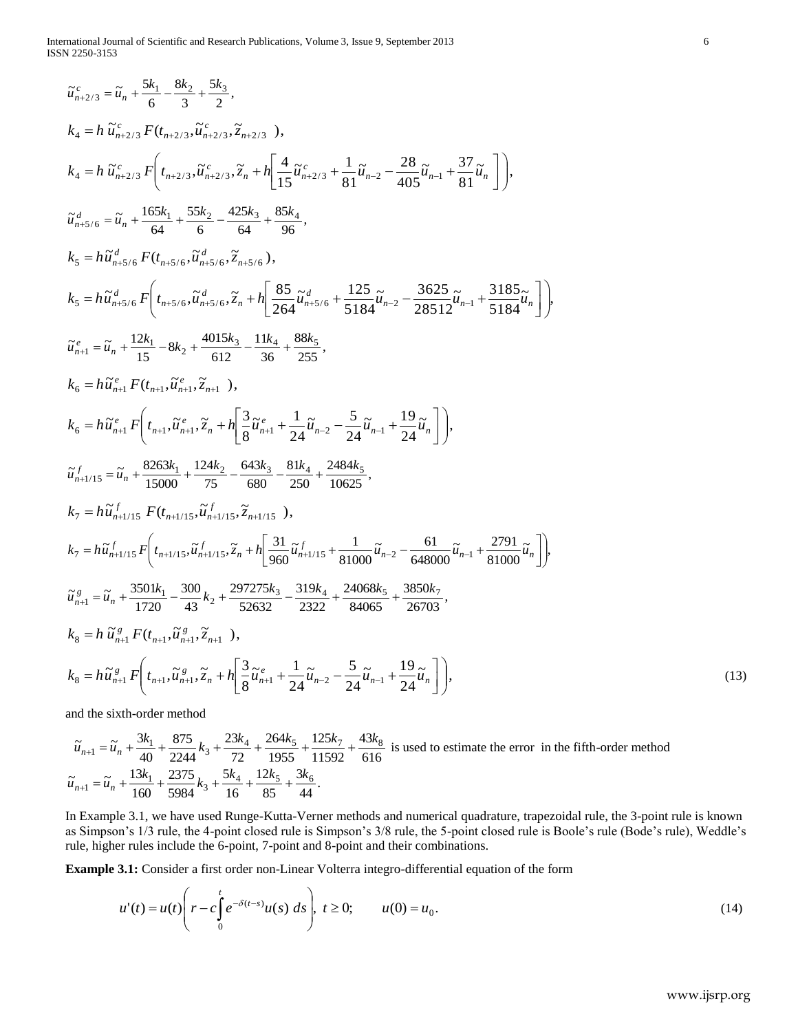$$\tilde{u}^{c}_{n+2/3} = \tilde{u}_n + \frac{5k_1}{6} - \frac{8k_2}{3} + \frac{5k_3}{2},$$

$$k_4 = h\,\tilde{u}^{c}_{n+2/3}\,F(t_{n+2/3}, \tilde{u}^{c}_{n+2/3}, \tilde{z}_{n+2/3}\ ),$$

$$k_4 = h\,\tilde{u}^{c}_{n+2/3}\,F\left(t_{n+2/3}, \tilde{u}^{c}_{n+2/3}, \tilde{z}_n + h\left[\frac{4}{15}\tilde{u}^{c}_{n+2/3} + \frac{1}{81}\tilde{u}_{n-2} - \frac{28}{405}\tilde{u}_{n-1} + \frac{37}{81}\tilde{u}_n\ \right]\right),$$

$$\tilde{u}^{d}_{n+5/6} = \tilde{u}_n + \frac{165k_1}{64} + \frac{55k_2}{6} - \frac{425k_3}{64} + \frac{85k_4}{96},$$

$$k_5 = h\tilde{u}^{d}_{n+5/6}\,F(t_{n+5/6}, \tilde{u}^{d}_{n+5/6}, \tilde{z}_{n+5/6}),$$

$$k_5 = h\tilde{u}^{d}_{n+5/6}\,F\left(t_{n+5/6}, \tilde{u}^{d}_{n+5/6}, \tilde{z}_n + h\left[\frac{85}{264}\tilde{u}^{d}_{n+5/6} + \frac{125}{5184}\tilde{u}_{n-2} - \frac{3625}{28512}\tilde{u}_{n-1} + \frac{3185}{5184}\tilde{u}_n\right]\right),$$

$$\tilde{u}^{e}_{n+1} = \tilde{u}_n + \frac{12k_1}{15} - 8k_2 + \frac{4015k_3}{612} - \frac{11k_4}{36} + \frac{88k_5}{255},$$

$$k_6 = h\tilde{u}^{e}_{n+1}\,F(t_{n+1}, \tilde{u}^{e}_{n+1}, \tilde{z}_{n+1}\ ),$$

$$k_6 = h\tilde{u}^{e}_{n+1}\,F\left(t_{n+1}, \tilde{u}^{e}_{n+1}, \tilde{z}_n + h\left[\frac{3}{8}\tilde{u}^{e}_{n+1} + \frac{1}{24}\tilde{u}_{n-2} - \frac{5}{24}\tilde{u}_{n-1} + \frac{19}{24}\tilde{u}_n\ \right]\right),$$

$$\tilde{u}^{f}_{n+1/15} = \tilde{u}_n + \frac{8263k_1}{15000} + \frac{124k_2}{75} - \frac{643k_3}{680} - \frac{81k_4}{250} + \frac{2484k_5}{10625},$$

$$k_7 = h\tilde{u}^{f}_{n+1/15}\ F(t_{n+1/15}, \tilde{u}^{f}_{n+1/15}, \tilde{z}_{n+1/15}\ ),$$

$$k_7 = h\tilde{u}^{f}_{n+1/15}\,F\left(t_{n+1/15}, \tilde{u}^{f}_{n+1/15}, \tilde{z}_n + h\left[\frac{31}{960}\tilde{u}^{f}_{n+1/15} + \frac{1}{81000}\tilde{u}_{n-2} - \frac{61}{648000}\tilde{u}_{n-1} + \frac{2791}{81000}\tilde{u}_n\right]\right),$$

$$\tilde{u}^{g}_{n+1} = \tilde{u}_n + \frac{3501k_1}{1720} - \frac{300}{43}k_2 + \frac{297275k_3}{52632} - \frac{319k_4}{2322} + \frac{24068k_5}{84065} + \frac{3850k_7}{26703},$$

$$k_8 = h\,\tilde{u}^{g}_{n+1}\,F(t_{n+1}, \tilde{u}^{g}_{n+1}, \tilde{z}_{n+1}\ ),$$

$$k_8 = h\tilde{u}^{g}_{n+1}\,F\left(t_{n+1}, \tilde{u}^{g}_{n+1}, \tilde{z}_n + h\left[\frac{3}{8}\tilde{u}^{e}_{n+1} + \frac{1}{24}\tilde{u}_{n-2} - \frac{5}{24}\tilde{u}_{n-1} + \frac{19}{24}\tilde{u}_n\ \right]\right), \tag{13}$$

and the sixth-order method

$\tilde{u}_{n+1} = \tilde{u}_n + \frac{3k_1}{40} + \frac{875}{2244}k_3 + \frac{23k_4}{72} + \frac{264k_5}{1955} + \frac{125k_7}{11592} + \frac{43k_8}{616}$ is used to estimate the error in the fifth-order method

$\tilde{u}_{n+1} = \tilde{u}_n + \frac{13k_1}{160} + \frac{2375}{5984}k_3 + \frac{5k_4}{16} + \frac{12k_5}{85} + \frac{3k_6}{44}.$

In Example 3.1, we have used Runge-Kutta-Verner methods and numerical quadrature, trapezoidal rule, the 3-point rule is known as Simpson's 1/3 rule, the 4-point closed rule is Simpson's 3/8 rule, the 5-point closed rule is Boole's rule (Bode's rule), Weddle's rule, higher rules include the 6-point, 7-point and 8-point and their combinations.

**Example 3.1:** Consider a first order non-Linear Volterra integro-differential equation of the form

$$u'(t) = u(t)\left(r - c\int_0^t e^{-\delta(t-s)}u(s)\ ds\right),\ t \geq 0; \qquad u(0) = u_0. \tag{14}$$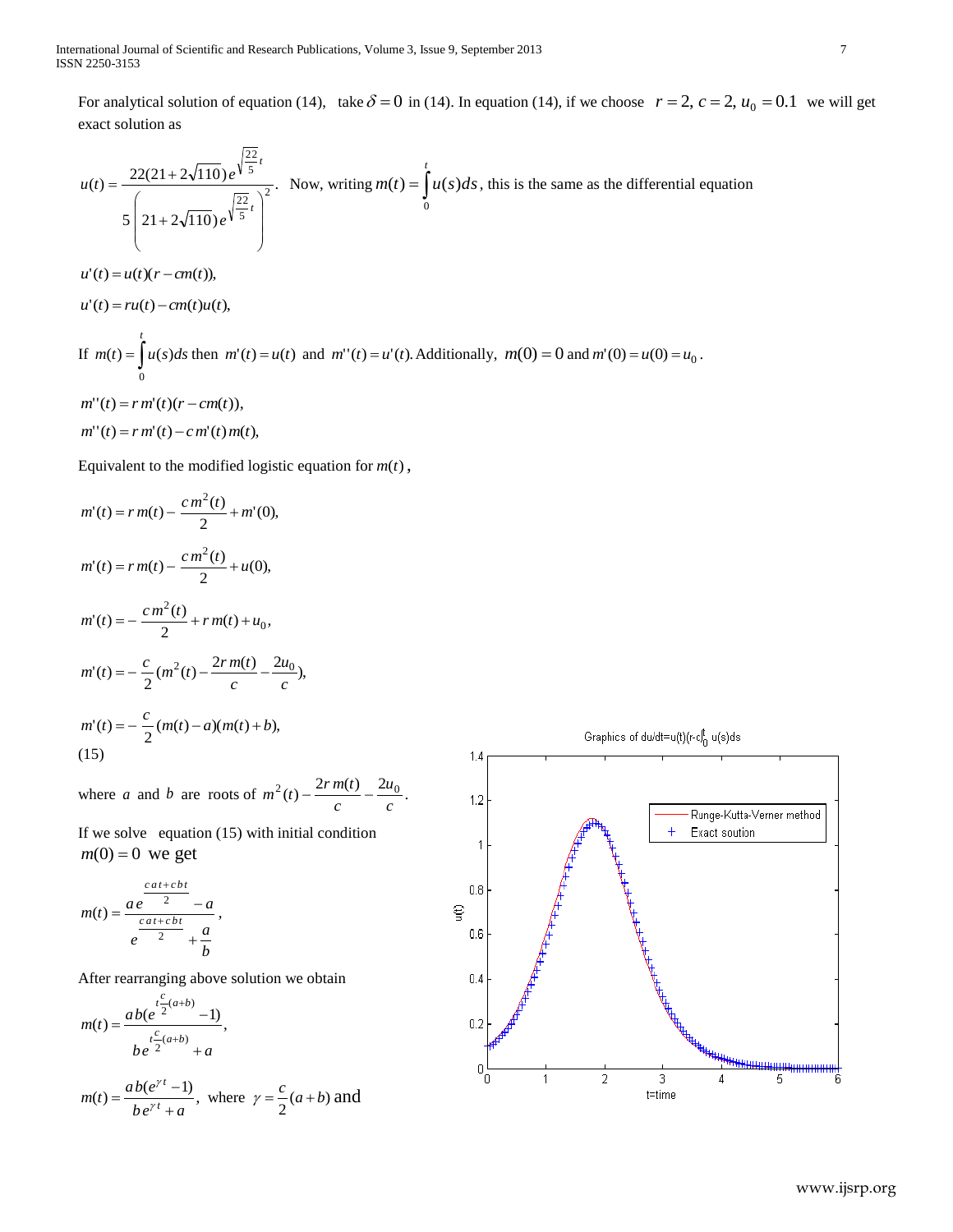For analytical solution of equation (14), take $\delta = 0$ in (14). In equation (14), if we choose $r = 2,\ c = 2,\ u_0 = 0.1$ we will get exact solution as

$$u(t) = \frac{22(21+2\sqrt{110})\,e^{\sqrt{\frac{22}{5}}t}}{5\left(21+2\sqrt{110})\,e^{\sqrt{\frac{22}{5}}t}\right)^2}.$$

Now, writing $m(t) = \int_0^t u(s)ds$, this is the same as the differential equation

$$u'(t) = u(t)(r - cm(t)),$$

$$u'(t) = ru(t) - cm(t)u(t),$$

If $m(t) = \int_0^t u(s)ds$ then $m'(t) = u(t)$ and $m''(t) = u'(t)$. Additionally, $m(0) = 0$ and $m'(0) = u(0) = u_0$.

$$m''(t) = r\,m'(t)(r - cm(t)),$$

$$m''(t) = r\,m'(t) - c\,m'(t)\,m(t),$$

Equivalent to the modified logistic equation for $m(t)$,

$$m'(t) = r\,m(t) - \frac{c\,m^2(t)}{2} + m'(0),$$

$$m'(t) = r\,m(t) - \frac{c\,m^2(t)}{2} + u(0),$$

$$m'(t) = -\frac{c\,m^2(t)}{2} + r\,m(t) + u_0,$$

$$m'(t) = -\frac{c}{2}\left(m^2(t) - \frac{2r\,m(t)}{c} - \frac{2u_0}{c}\right),$$

$$m'(t) = -\frac{c}{2}(m(t) - a)(m(t) + b), \tag{15}$$

where $a$ and $b$ are roots of $m^2(t) - \frac{2r\,m(t)}{c} - \frac{2u_0}{c}$.

If we solve equation (15) with initial condition $m(0) = 0$ we get

$$m(t) = \frac{a\,e^{\frac{cat+cbt}{2}} - a}{e^{\frac{cat+cbt}{2}} + \frac{a}{b}},$$

After rearranging above solution we obtain

$$m(t) = \frac{ab(e^{t\frac{c}{2}(a+b)} - 1)}{be^{t\frac{c}{2}(a+b)} + a},$$

$$m(t) = \frac{ab(e^{\gamma t} - 1)}{be^{\gamma t} + a},$$ where $\gamma = \frac{c}{2}(a+b)$ and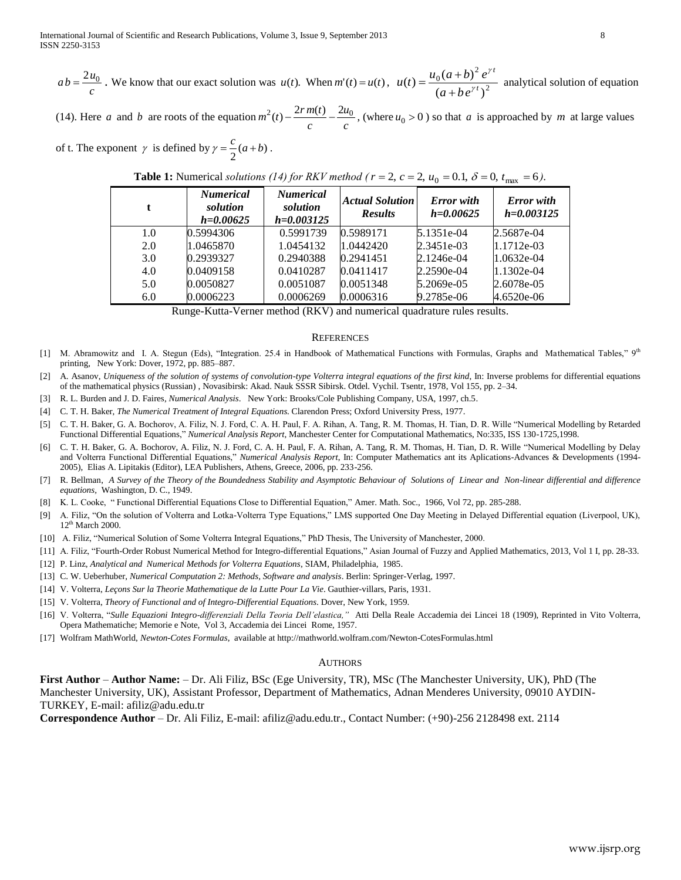$ab = \frac{2u_0}{c}$ **.** We know that our exact solution was $u(t)$. When $m'(t) = u(t)$, $u(t) = \frac{u_0 (a+b)^2 e^{\gamma t}}{(a + b e^{\gamma t})^2}$ analytical solution of equation (14). Here $a$ and $b$ are roots of the equation $m^2(t) - \frac{2r\,m(t)}{c} - \frac{2u_0}{c}$, (where $u_0 > 0$ ) so that $a$ is approached by $m$ at large values of t. The exponent $\gamma$ is defined by $\gamma = \frac{c}{2}(a+b)$.

**Table 1:** Numerical *solutions (14) for RKV method (* $r = 2,\ c = 2,\ u_0 = 0.1,\ \delta = 0,\ t_{\max} = 6$ *).*

| t | *Numerical solution h=0.00625* | *Numerical solution h=0.003125* | *Actual Solution Results* | *Error with h=0.00625* | *Error with h=0.003125* |
|---|---|---|---|---|---|
| 1.0 | 0.5994306 | 0.5991739 | 0.5989171 | 5.1351e-04 | 2.5687e-04 |
| 2.0 | 1.0465870 | 1.0454132 | 1.0442420 | 2.3451e-03 | 1.1712e-03 |
| 3.0 | 0.2939327 | 0.2940388 | 0.2941451 | 2.1246e-04 | 1.0632e-04 |
| 4.0 | 0.0409158 | 0.0410287 | 0.0411417 | 2.2590e-04 | 1.1302e-04 |
| 5.0 | 0.0050827 | 0.0051087 | 0.0051348 | 5.2069e-05 | 2.6078e-05 |
| 6.0 | 0.0006223 | 0.0006269 | 0.0006316 | 9.2785e-06 | 4.6520e-06 |

Runge-Kutta-Verner method (RKV) and numerical quadrature rules results.

## REFERENCES

[1] M. Abramowitz and I. A. Stegun (Eds), "Integration. 25.4 in Handbook of Mathematical Functions with Formulas, Graphs and Mathematical Tables," 9th printing, New York: Dover, 1972, pp. 885–887.

[2] A. Asanov, *Uniqueness of the solution of systems of convolution-type Volterra integral equations of the first kind*, In: Inverse problems for differential equations of the mathematical physics (Russian) , Novasibirsk: Akad. Nauk SSSR Sibirsk. Otdel. Vychil. Tsentr, 1978, Vol 155, pp. 2–34.

[3] R. L. Burden and J. D. Faires, *Numerical Analysis*. New York: Brooks/Cole Publishing Company, USA, 1997, ch.5.

[4] C. T. H. Baker, *The Numerical Treatment of Integral Equations.* Clarendon Press; Oxford University Press, 1977.

[5] C. T. H. Baker, G. A. Bochorov, A. Filiz, N. J. Ford, C. A. H. Paul, F. A. Rihan, A. Tang, R. M. Thomas, H. Tian, D. R. Wille "Numerical Modelling by Retarded Functional Differential Equations," *Numerical Analysis Report*, Manchester Center for Computational Mathematics, No:335, ISS 130-1725,1998.

[6] C. T. H. Baker, G. A. Bochorov, A. Filiz, N. J. Ford, C. A. H. Paul, F. A. Rihan, A. Tang, R. M. Thomas, H. Tian, D. R. Wille "Numerical Modelling by Delay and Volterra Functional Differential Equations," *Numerical Analysis Report*, In: Computer Mathematics ant its Aplications-Advances & Developments (1994-2005), Elias A. Lipitakis (Editor), LEA Publishers, Athens, Greece, 2006, pp. 233-256.

[7] R. Bellman, *A Survey of the Theory of the Boundedness Stability and Asymptotic Behaviour of Solutions of Linear and Non-linear differential and difference equations*, Washington, D. C., 1949.

[8] K. L. Cooke, " Functional Differential Equations Close to Differential Equation," Amer. Math. Soc., 1966, Vol 72, pp. 285-288.

[9] A. Filiz, "On the solution of Volterra and Lotka-Volterra Type Equations," LMS supported One Day Meeting in Delayed Differential equation (Liverpool, UK), 12th March 2000.

[10] A. Filiz, "Numerical Solution of Some Volterra Integral Equations," PhD Thesis, The University of Manchester, 2000.

[11] A. Filiz, "Fourth-Order Robust Numerical Method for Integro-differential Equations," Asian Journal of Fuzzy and Applied Mathematics, 2013, Vol 1 I, pp. 28-33.

[12] P. Linz, *Analytical and Numerical Methods for Volterra Equations*, SIAM, Philadelphia, 1985.

[13] C. W. Ueberhuber, *Numerical Computation 2: Methods, Software and analysis*. Berlin: Springer-Verlag, 1997.

[14] V. Volterra, *Leçons Sur la Theorie Mathematique de la Lutte Pour La Vie*. Gauthier-villars, Paris, 1931.

[15] V. Volterra, *Theory of Functional and of Integro-Differential Equations.* Dover, New York, 1959.

[16] V. Volterra, "*Sulle Equazioni Integro-differenziali Della Teoria Dell'elastica,"* Atti Della Reale Accademia dei Lincei 18 (1909), Reprinted in Vito Volterra, Opera Mathematiche; Memorie e Note, Vol 3, Accademia dei Lincei Rome, 1957.

[17] Wolfram MathWorld, *Newton-Cotes Formulas*, available at http://mathworld.wolfram.com/Newton-CotesFormulas.html

## AUTHORS

**First Author** – **Author Name:** – Dr. Ali Filiz, BSc (Ege University, TR), MSc (The Manchester University, UK), PhD (The Manchester University, UK), Assistant Professor, Department of Mathematics, Adnan Menderes University, 09010 AYDIN-TURKEY, E-mail: afiliz@adu.edu.tr

**Correspondence Author** – Dr. Ali Filiz, E-mail: afiliz@adu.edu.tr., Contact Number: (+90)-256 2128498 ext. 2114